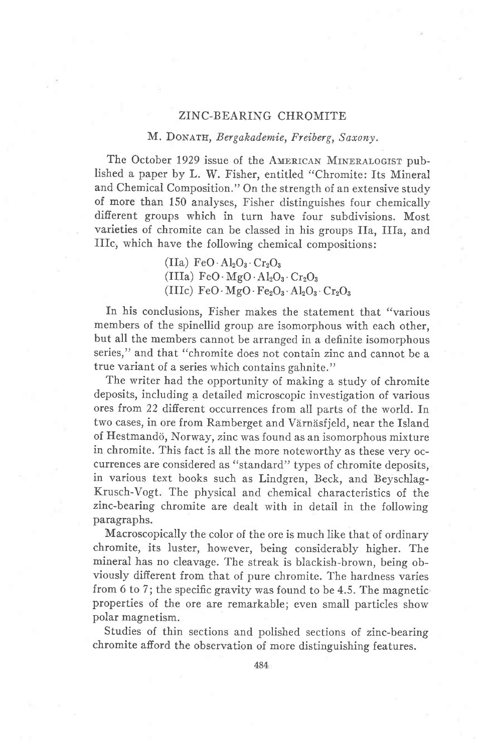# ZINC-BEARING CHROMITE

M. Donath, *Bergakademie, Freiberg, Saxony.*

The October 1929 issue of the American Mineralogist published a paper by L. W. Fisher, entitled "Chromite: Its Mineral and Chemical Composition." On the strength of an extensive study of more than 150 analyses, Fisher distinguishes four chemically different groups which in turn have four subdivisions. Most varieties of chromite can be classed in his groups IIa, IIIa, and IIIc, which have the following chemical compositions:

(IIa) $FeO \cdot Al_2O_3 \cdot Cr_2O_3$
(IIIa) $FeO \cdot MgO \cdot Al_2O_3 \cdot Cr_2O_3$
(IIIc) $FeO \cdot MgO \cdot Fe_2O_3 \cdot Al_2O_3 \cdot Cr_2O_3$

In his conclusions, Fisher makes the statement that "various members of the spinellid group are isomorphous with each other, but all the members cannot be arranged in a definite isomorphous series," and that "chromite does not contain zinc and cannot be a true variant of a series which contains gahnite."

The writer had the opportunity of making a study of chromite deposits, including a detailed microscopic investigation of various ores from 22 different occurrences from all parts of the world. In two cases, in ore from Ramberget and Värnäsfjeld, near the Island of Hestmandö, Norway, zinc was found as an isomorphous mixture in chromite. This fact is all the more noteworthy as these very occurrences are considered as "standard" types of chromite deposits, in various text books such as Lindgren, Beck, and Beyschlag-Krusch-Vogt. The physical and chemical characteristics of the zinc-bearing chromite are dealt with in detail in the following paragraphs.

Macroscopically the color of the ore is much like that of ordinary chromite, its luster, however, being considerably higher. The mineral has no cleavage. The streak is blackish-brown, being obviously different from that of pure chromite. The hardness varies from 6 to 7; the specific gravity was found to be 4.5. The magnetic properties of the ore are remarkable; even small particles show polar magnetism.

Studies of thin sections and polished sections of zinc-bearing chromite afford the observation of more distinguishing features.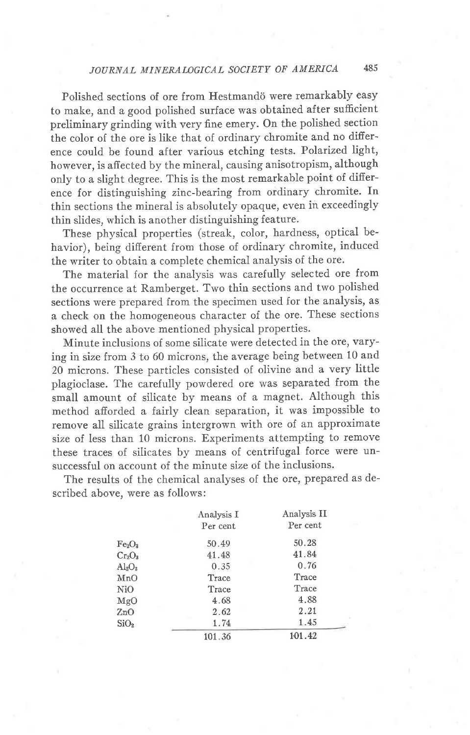Polished sections of ore from Hestmandö were remarkably easy to make, and a good polished surface was obtained after sufficient preliminary grinding with very fine emery. On the polished section the color of the ore is like that of ordinary chromite and no difference could be found after various etching tests. Polarized light, however, is affected by the mineral, causing anisotropism, although only to a slight degree. This is the most remarkable point of difference for distinguishing zinc-bearing from ordinary chromite. In thin sections the mineral is absolutely opaque, even in exceedingly thin slides, which is another distinguishing feature.

These physical properties (streak, color, hardness, optical behavior), being different from those of ordinary chromite, induced the writer to obtain a complete chemical analysis of the ore.

The material for the analysis was carefully selected ore from the occurrence at Ramberget. Two thin sections and two polished sections were prepared from the specimen used for the analysis, as a check on the homogeneous character of the ore. These sections showed all the above mentioned physical properties.

Minute inclusions of some silicate were detected in the ore, varying in size from 3 to 60 microns, the average being between 10 and 20 microns. These particles consisted of olivine and a very little plagioclase. The carefully powdered ore was separated from the small amount of silicate by means of a magnet. Although this method afforded a fairly clean separation, it was impossible to remove all silicate grains intergrown with ore of an approximate size of less than 10 microns. Experiments attempting to remove these traces of silicates by means of centrifugal force were unsuccessful on account of the minute size of the inclusions.

The results of the chemical analyses of the ore, prepared as described above, were as follows:

| | Analysis I Per cent | Analysis II Per cent |
|---|---|---|
| $Fe_2O_3$ | 50.49 | 50.28 |
| $Cr_2O_3$ | 41.48 | 41.84 |
| $Al_2O_3$ | 0.35 | 0.76 |
| MnO | Trace | Trace |
| NiO | Trace | Trace |
| MgO | 4.68 | 4.88 |
| ZnO | 2.62 | 2.21 |
| $SiO_2$ | 1.74 | 1.45 |
| | 101.36 | 101.42 |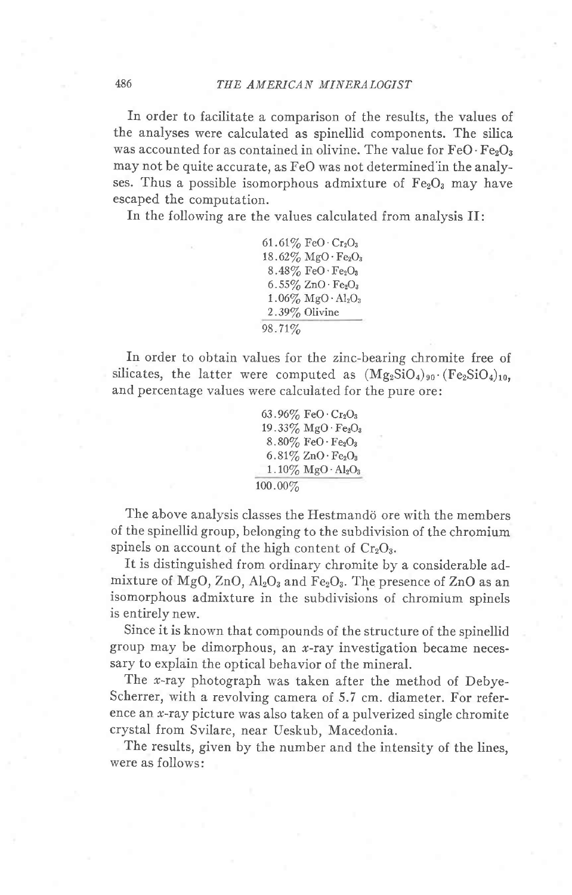In order to facilitate a comparison of the results, the values of the analyses were calculated as spinellid components. The silica was accounted for as contained in olivine. The value for $FeO \cdot Fe_2O_3$ may not be quite accurate, as FeO was not determined in the analyses. Thus a possible isomorphous admixture of $Fe_2O_3$ may have escaped the computation.

In the following are the values calculated from analysis II:

| | |
|---|---|
| 61.61% | $FeO \cdot Cr_2O_3$ |
| 18.62% | $MgO \cdot Fe_2O_3$ |
| 8.48% | $FeO \cdot Fe_2O_3$ |
| 6.55% | $ZnO \cdot Fe_2O_3$ |
| 1.06% | $MgO \cdot Al_2O_3$ |
| 2.39% | Olivine |
| 98.71% | |

In order to obtain values for the zinc-bearing chromite free of silicates, the latter were computed as $(Mg_2SiO_4)_{90} \cdot (Fe_2SiO_4)_{10}$, and percentage values were calculated for the pure ore:

| | |
|---|---|
| 63.96% | $FeO \cdot Cr_2O_3$ |
| 19.33% | $MgO \cdot Fe_2O_3$ |
| 8.80% | $FeO \cdot Fe_2O_3$ |
| 6.81% | $ZnO \cdot Fe_2O_3$ |
| 1.10% | $MgO \cdot Al_2O_3$ |
| 100.00% | |

The above analysis classes the Hestmandö ore with the members of the spinellid group, belonging to the subdivision of the chromium spinels on account of the high content of $Cr_2O_3$.

It is distinguished from ordinary chromite by a considerable admixture of MgO, ZnO, $Al_2O_3$ and $Fe_2O_3$. The presence of ZnO as an isomorphous admixture in the subdivisions of chromium spinels is entirely new.

Since it is known that compounds of the structure of the spinellid group may be dimorphous, an *x*-ray investigation became necessary to explain the optical behavior of the mineral.

The *x*-ray photograph was taken after the method of Debye-Scherrer, with a revolving camera of 5.7 cm. diameter. For reference an *x*-ray picture was also taken of a pulverized single chromite crystal from Svilare, near Ueskub, Macedonia.

The results, given by the number and the intensity of the lines, were as follows: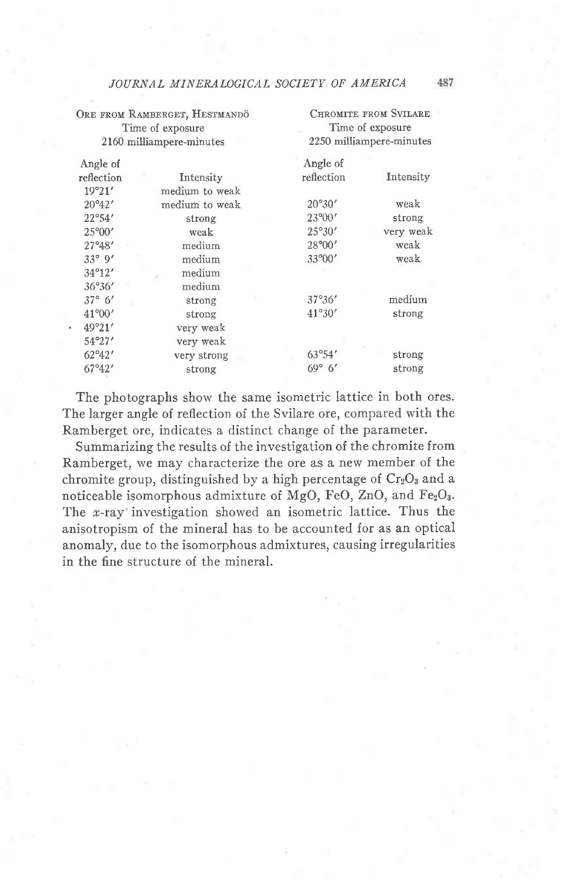| Ore from Ramberget, Hestmandö<br>Time of exposure<br>2160 milliampere-minutes | | Chromite from Svilare<br>Time of exposure<br>2250 milliampere-minutes | |
|---|---|---|---|
| Angle of reflection | Intensity | Angle of reflection | Intensity |
| 19°21′ | medium to weak | | |
| 20°42′ | medium to weak | 20°30′ | weak |
| 22°54′ | strong | 23°00′ | strong |
| 25°00′ | weak | 25°30′ | very weak |
| 27°48′ | medium | 28°00′ | weak |
| 33° 9′ | medium | 33°00′ | weak |
| 34°12′ | medium | | |
| 36°36′ | medium | | |
| 37° 6′ | strong | 37°36′ | medium |
| 41°00′ | strong | 41°30′ | strong |
| 49°21′ | very weak | | |
| 54°27′ | very weak | | |
| 62°42′ | very strong | 63°54′ | strong |
| 67°42′ | strong | 69° 6′ | strong |

The photographs show the same isometric lattice in both ores. The larger angle of reflection of the Svilare ore, compared with the Ramberget ore, indicates a distinct change of the parameter.

Summarizing the results of the investigation of the chromite from Ramberget, we may characterize the ore as a new member of the chromite group, distinguished by a high percentage of $Cr_2O_3$ and a noticeable isomorphous admixture of $MgO$, $FeO$, $ZnO$, and $Fe_2O_3$. The *x*-ray investigation showed an isometric lattice. Thus the anisotropism of the mineral has to be accounted for as an optical anomaly, due to the isomorphous admixtures, causing irregularities in the fine structure of the mineral.